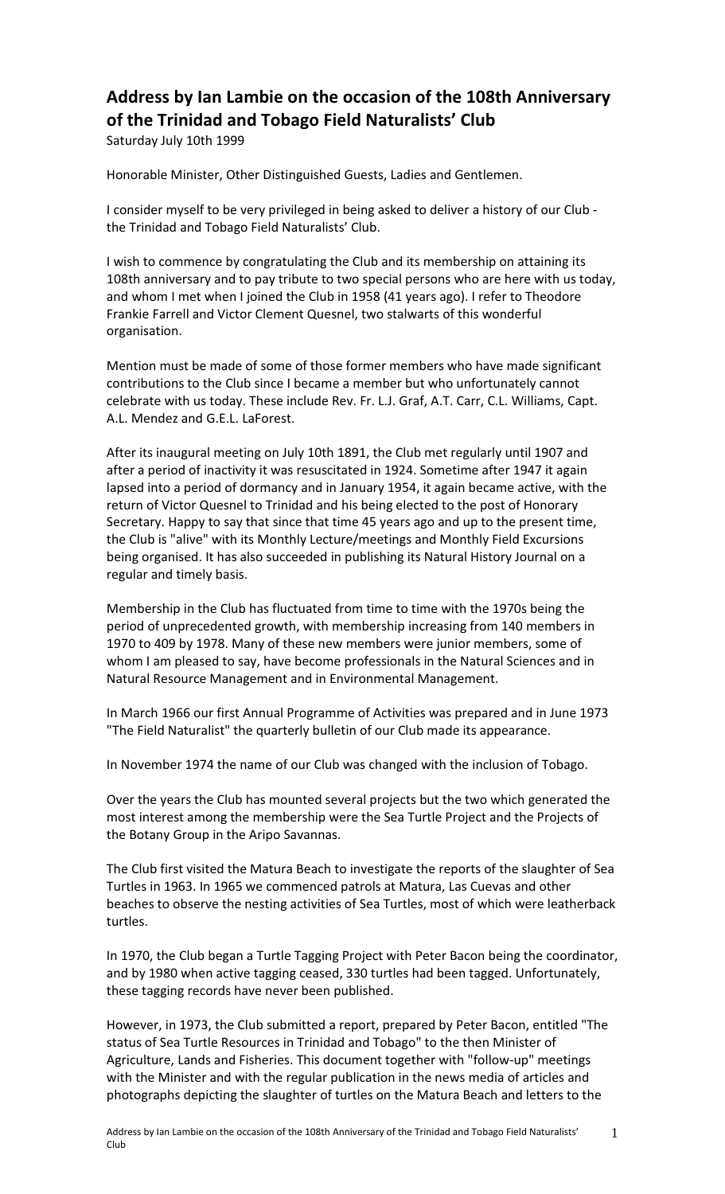# Address by Ian Lambie on the occasion of the 108th Anniversary of the Trinidad and Tobago Field Naturalists' Club

Saturday July 10th 1999

Honorable Minister, Other Distinguished Guests, Ladies and Gentlemen.

I consider myself to be very privileged in being asked to deliver a history of our Club - the Trinidad and Tobago Field Naturalists' Club.

I wish to commence by congratulating the Club and its membership on attaining its 108th anniversary and to pay tribute to two special persons who are here with us today, and whom I met when I joined the Club in 1958 (41 years ago). I refer to Theodore Frankie Farrell and Victor Clement Quesnel, two stalwarts of this wonderful organisation.

Mention must be made of some of those former members who have made significant contributions to the Club since I became a member but who unfortunately cannot celebrate with us today. These include Rev. Fr. L.J. Graf, A.T. Carr, C.L. Williams, Capt. A.L. Mendez and G.E.L. LaForest.

After its inaugural meeting on July 10th 1891, the Club met regularly until 1907 and after a period of inactivity it was resuscitated in 1924. Sometime after 1947 it again lapsed into a period of dormancy and in January 1954, it again became active, with the return of Victor Quesnel to Trinidad and his being elected to the post of Honorary Secretary. Happy to say that since that time 45 years ago and up to the present time, the Club is "alive" with its Monthly Lecture/meetings and Monthly Field Excursions being organised. It has also succeeded in publishing its Natural History Journal on a regular and timely basis.

Membership in the Club has fluctuated from time to time with the 1970s being the period of unprecedented growth, with membership increasing from 140 members in 1970 to 409 by 1978. Many of these new members were junior members, some of whom I am pleased to say, have become professionals in the Natural Sciences and in Natural Resource Management and in Environmental Management.

In March 1966 our first Annual Programme of Activities was prepared and in June 1973 "The Field Naturalist" the quarterly bulletin of our Club made its appearance.

In November 1974 the name of our Club was changed with the inclusion of Tobago.

Over the years the Club has mounted several projects but the two which generated the most interest among the membership were the Sea Turtle Project and the Projects of the Botany Group in the Aripo Savannas.

The Club first visited the Matura Beach to investigate the reports of the slaughter of Sea Turtles in 1963. In 1965 we commenced patrols at Matura, Las Cuevas and other beaches to observe the nesting activities of Sea Turtles, most of which were leatherback turtles.

In 1970, the Club began a Turtle Tagging Project with Peter Bacon being the coordinator, and by 1980 when active tagging ceased, 330 turtles had been tagged. Unfortunately, these tagging records have never been published.

However, in 1973, the Club submitted a report, prepared by Peter Bacon, entitled "The status of Sea Turtle Resources in Trinidad and Tobago" to the then Minister of Agriculture, Lands and Fisheries. This document together with "follow-up" meetings with the Minister and with the regular publication in the news media of articles and photographs depicting the slaughter of turtles on the Matura Beach and letters to the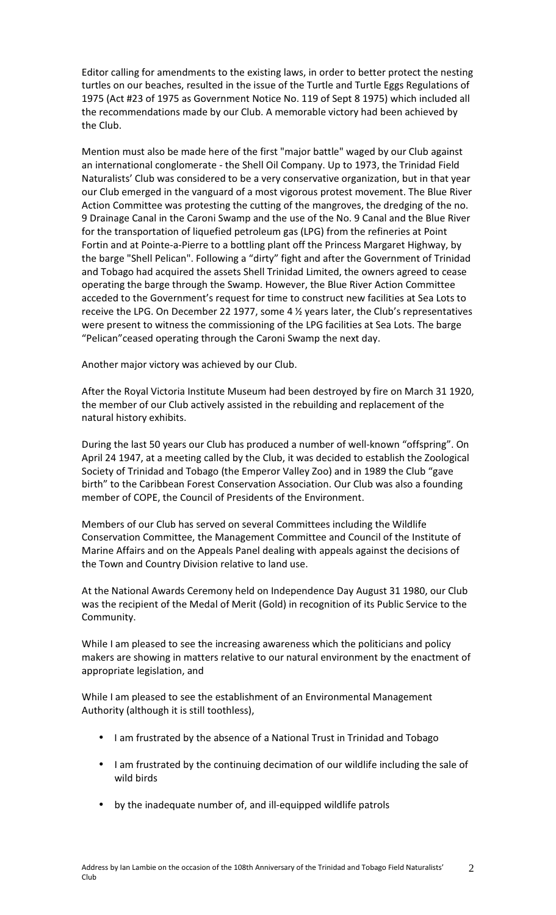Editor calling for amendments to the existing laws, in order to better protect the nesting turtles on our beaches, resulted in the issue of the Turtle and Turtle Eggs Regulations of 1975 (Act #23 of 1975 as Government Notice No. 119 of Sept 8 1975) which included all the recommendations made by our Club. A memorable victory had been achieved by the Club.

Mention must also be made here of the first "major battle" waged by our Club against an international conglomerate - the Shell Oil Company. Up to 1973, the Trinidad Field Naturalists' Club was considered to be a very conservative organization, but in that year our Club emerged in the vanguard of a most vigorous protest movement. The Blue River Action Committee was protesting the cutting of the mangroves, the dredging of the no. 9 Drainage Canal in the Caroni Swamp and the use of the No. 9 Canal and the Blue River for the transportation of liquefied petroleum gas (LPG) from the refineries at Point Fortin and at Pointe-a-Pierre to a bottling plant off the Princess Margaret Highway, by the barge "Shell Pelican". Following a "dirty" fight and after the Government of Trinidad and Tobago had acquired the assets Shell Trinidad Limited, the owners agreed to cease operating the barge through the Swamp. However, the Blue River Action Committee acceded to the Government's request for time to construct new facilities at Sea Lots to receive the LPG. On December 22 1977, some 4 ½ years later, the Club's representatives were present to witness the commissioning of the LPG facilities at Sea Lots. The barge "Pelican"ceased operating through the Caroni Swamp the next day.

Another major victory was achieved by our Club.

After the Royal Victoria Institute Museum had been destroyed by fire on March 31 1920, the member of our Club actively assisted in the rebuilding and replacement of the natural history exhibits.

During the last 50 years our Club has produced a number of well-known "offspring". On April 24 1947, at a meeting called by the Club, it was decided to establish the Zoological Society of Trinidad and Tobago (the Emperor Valley Zoo) and in 1989 the Club "gave birth" to the Caribbean Forest Conservation Association. Our Club was also a founding member of COPE, the Council of Presidents of the Environment.

Members of our Club has served on several Committees including the Wildlife Conservation Committee, the Management Committee and Council of the Institute of Marine Affairs and on the Appeals Panel dealing with appeals against the decisions of the Town and Country Division relative to land use.

At the National Awards Ceremony held on Independence Day August 31 1980, our Club was the recipient of the Medal of Merit (Gold) in recognition of its Public Service to the Community.

While I am pleased to see the increasing awareness which the politicians and policy makers are showing in matters relative to our natural environment by the enactment of appropriate legislation, and

While I am pleased to see the establishment of an Environmental Management Authority (although it is still toothless),

- I am frustrated by the absence of a National Trust in Trinidad and Tobago
- I am frustrated by the continuing decimation of our wildlife including the sale of wild birds
- by the inadequate number of, and ill-equipped wildlife patrols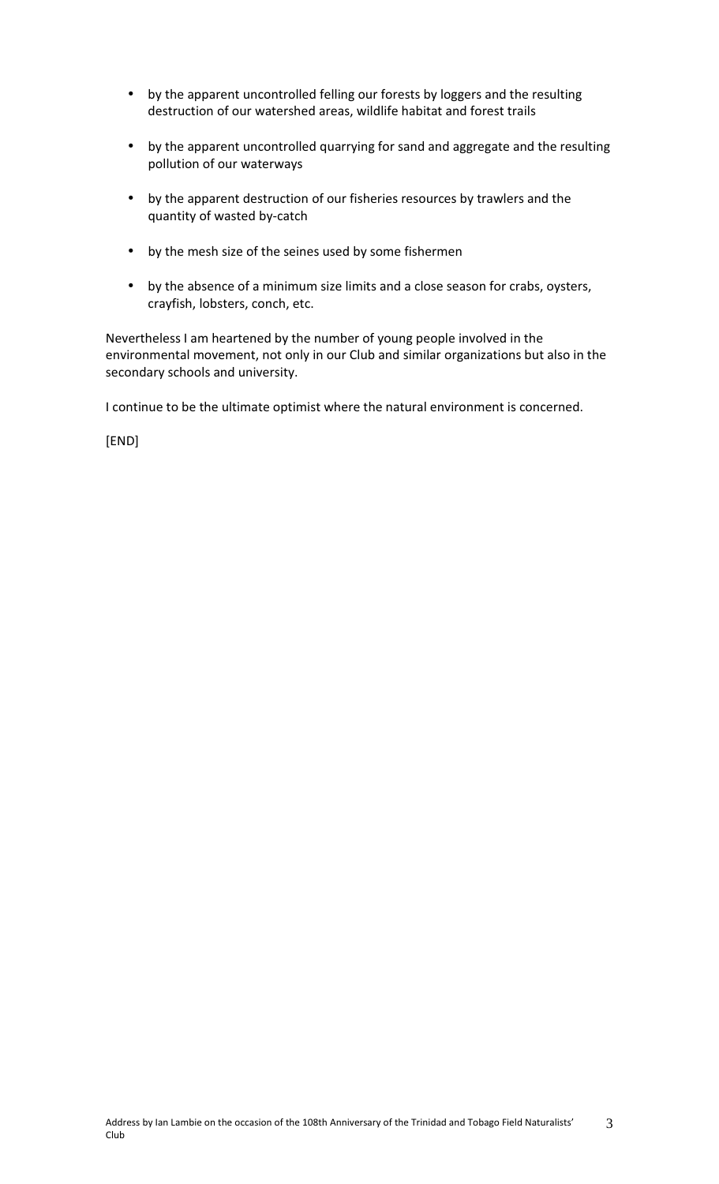- by the apparent uncontrolled felling our forests by loggers and the resulting destruction of our watershed areas, wildlife habitat and forest trails
- by the apparent uncontrolled quarrying for sand and aggregate and the resulting pollution of our waterways
- by the apparent destruction of our fisheries resources by trawlers and the quantity of wasted by-catch
- by the mesh size of the seines used by some fishermen
- by the absence of a minimum size limits and a close season for crabs, oysters, crayfish, lobsters, conch, etc.

Nevertheless I am heartened by the number of young people involved in the environmental movement, not only in our Club and similar organizations but also in the secondary schools and university.

I continue to be the ultimate optimist where the natural environment is concerned.

[END]